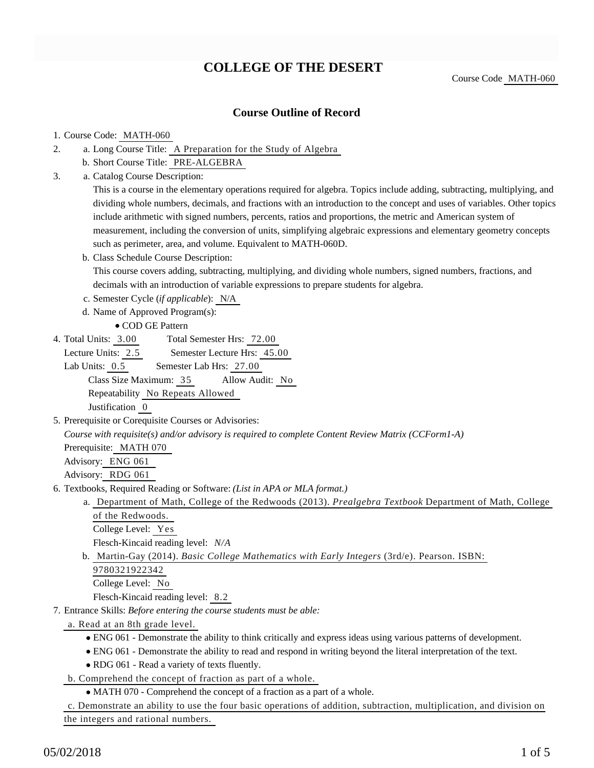# COLLEGE OF THE DESERT

Course Code MATH-060

## Course Outline of Record

1. Course Code: MATH-060
2. a. Long Course Title: A Preparation for the Study of Algebra
   b. Short Course Title: PRE-ALGEBRA
3. a. Catalog Course Description:
   This is a course in the elementary operations required for algebra. Topics include adding, subtracting, multiplying, and dividing whole numbers, decimals, and fractions with an introduction to the concept and uses of variables. Other topics include arithmetic with signed numbers, percents, ratios and proportions, the metric and American system of measurement, including the conversion of units, simplifying algebraic expressions and elementary geometry concepts such as perimeter, area, and volume. Equivalent to MATH-060D.
   b. Class Schedule Course Description:
   This course covers adding, subtracting, multiplying, and dividing whole numbers, signed numbers, fractions, and decimals with an introduction of variable expressions to prepare students for algebra.
   c. Semester Cycle (*if applicable*): N/A
   d. Name of Approved Program(s):
      - COD GE Pattern
4. Total Units: 3.00 Total Semester Hrs: 72.00
   Lecture Units: 2.5 Semester Lecture Hrs: 45.00
   Lab Units: 0.5 Semester Lab Hrs: 27.00
   Class Size Maximum: 35 Allow Audit: No
   Repeatability No Repeats Allowed
   Justification 0
5. Prerequisite or Corequisite Courses or Advisories:
   *Course with requisite(s) and/or advisory is required to complete Content Review Matrix (CCForm1-A)*
   Prerequisite: MATH 070
   Advisory: ENG 061
   Advisory: RDG 061
6. Textbooks, Required Reading or Software: *(List in APA or MLA format.)*
   a. Department of Math, College of the Redwoods (2013). *Prealgebra Textbook* Department of Math, College of the Redwoods.
      College Level: Yes
      Flesch-Kincaid reading level: *N/A*
   b. Martin-Gay (2014). *Basic College Mathematics with Early Integers* (3rd/e). Pearson. ISBN: 9780321922342
      College Level: No
      Flesch-Kincaid reading level: 8.2
7. Entrance Skills: *Before entering the course students must be able:*
   a. Read at an 8th grade level.
      - ENG 061 - Demonstrate the ability to think critically and express ideas using various patterns of development.
      - ENG 061 - Demonstrate the ability to read and respond in writing beyond the literal interpretation of the text.
      - RDG 061 - Read a variety of texts fluently.
   
   b. Comprehend the concept of fraction as part of a whole.
      - MATH 070 - Comprehend the concept of a fraction as a part of a whole.
   
   c. Demonstrate an ability to use the four basic operations of addition, subtraction, multiplication, and division on the integers and rational numbers.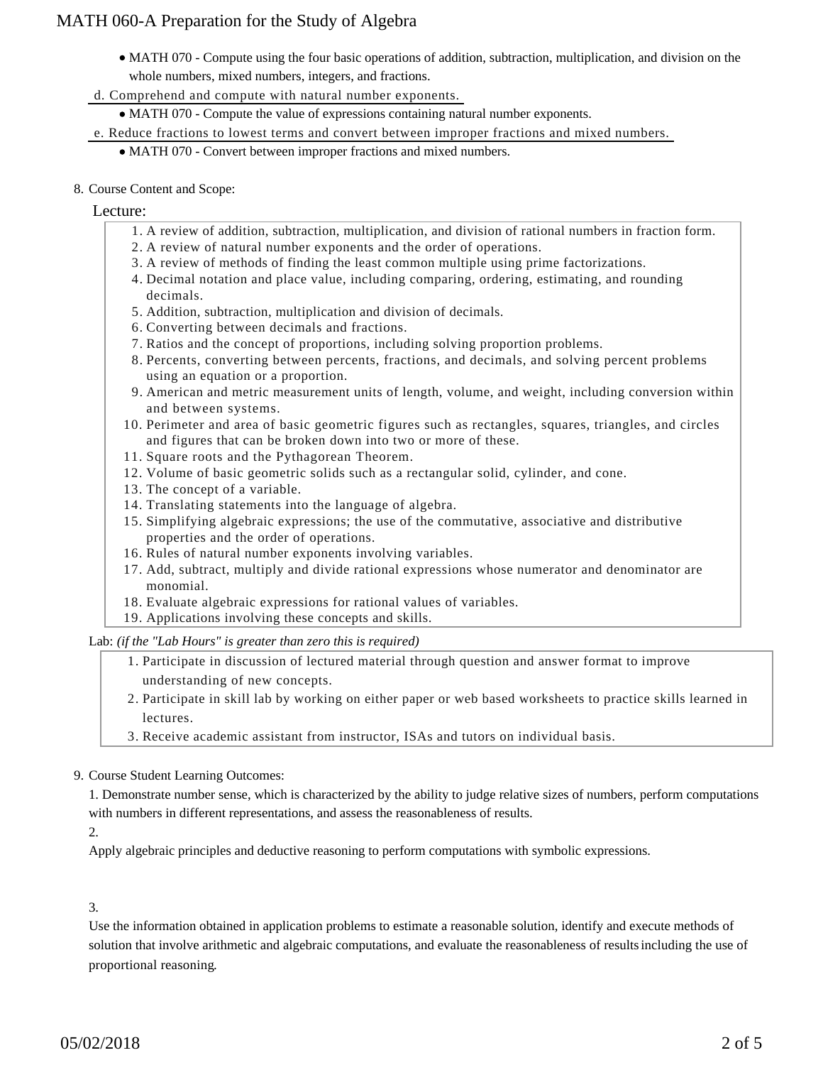- MATH 070 - Compute using the four basic operations of addition, subtraction, multiplication, and division on the whole numbers, mixed numbers, integers, and fractions.

d. Comprehend and compute with natural number exponents.

- MATH 070 - Compute the value of expressions containing natural number exponents.

e. Reduce fractions to lowest terms and convert between improper fractions and mixed numbers.

- MATH 070 - Convert between improper fractions and mixed numbers.

8. Course Content and Scope:

Lecture:

1. A review of addition, subtraction, multiplication, and division of rational numbers in fraction form.
2. A review of natural number exponents and the order of operations.
3. A review of methods of finding the least common multiple using prime factorizations.
4. Decimal notation and place value, including comparing, ordering, estimating, and rounding decimals.
5. Addition, subtraction, multiplication and division of decimals.
6. Converting between decimals and fractions.
7. Ratios and the concept of proportions, including solving proportion problems.
8. Percents, converting between percents, fractions, and decimals, and solving percent problems using an equation or a proportion.
9. American and metric measurement units of length, volume, and weight, including conversion within and between systems.
10. Perimeter and area of basic geometric figures such as rectangles, squares, triangles, and circles and figures that can be broken down into two or more of these.
11. Square roots and the Pythagorean Theorem.
12. Volume of basic geometric solids such as a rectangular solid, cylinder, and cone.
13. The concept of a variable.
14. Translating statements into the language of algebra.
15. Simplifying algebraic expressions; the use of the commutative, associative and distributive properties and the order of operations.
16. Rules of natural number exponents involving variables.
17. Add, subtract, multiply and divide rational expressions whose numerator and denominator are monomial.
18. Evaluate algebraic expressions for rational values of variables.
19. Applications involving these concepts and skills.

Lab: *(if the "Lab Hours" is greater than zero this is required)*

1. Participate in discussion of lectured material through question and answer format to improve understanding of new concepts.
2. Participate in skill lab by working on either paper or web based worksheets to practice skills learned in lectures.
3. Receive academic assistant from instructor, ISAs and tutors on individual basis.

9. Course Student Learning Outcomes:

1. Demonstrate number sense, which is characterized by the ability to judge relative sizes of numbers, perform computations with numbers in different representations, and assess the reasonableness of results.

2.

Apply algebraic principles and deductive reasoning to perform computations with symbolic expressions.

3.

Use the information obtained in application problems to estimate a reasonable solution, identify and execute methods of solution that involve arithmetic and algebraic computations, and evaluate the reasonableness of results including the use of proportional reasoning.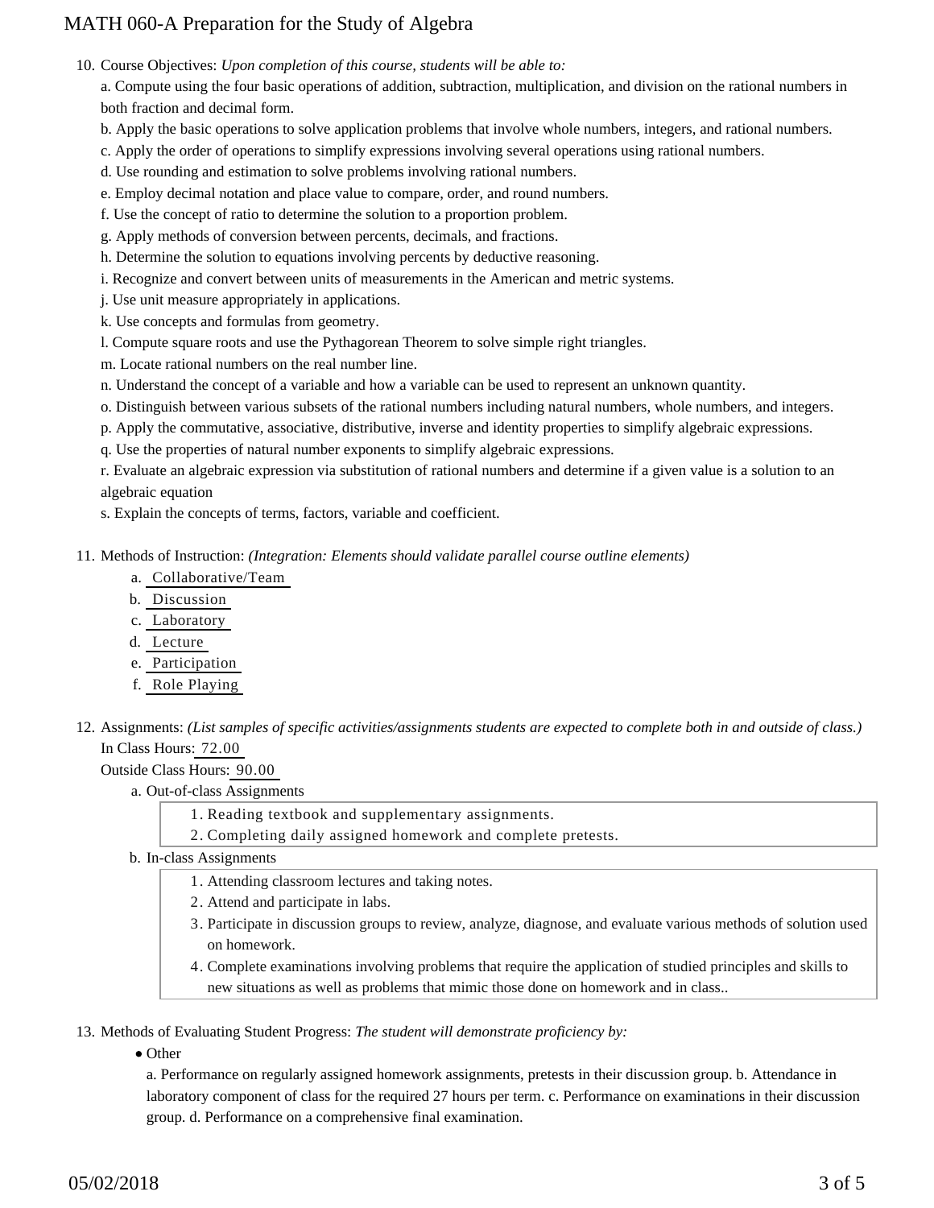10. Course Objectives: *Upon completion of this course, students will be able to:*

    a. Compute using the four basic operations of addition, subtraction, multiplication, and division on the rational numbers in both fraction and decimal form.

    b. Apply the basic operations to solve application problems that involve whole numbers, integers, and rational numbers.

    c. Apply the order of operations to simplify expressions involving several operations using rational numbers.

    d. Use rounding and estimation to solve problems involving rational numbers.

    e. Employ decimal notation and place value to compare, order, and round numbers.

    f. Use the concept of ratio to determine the solution to a proportion problem.

    g. Apply methods of conversion between percents, decimals, and fractions.

    h. Determine the solution to equations involving percents by deductive reasoning.

    i. Recognize and convert between units of measurements in the American and metric systems.

    j. Use unit measure appropriately in applications.

    k. Use concepts and formulas from geometry.

    l. Compute square roots and use the Pythagorean Theorem to solve simple right triangles.

    m. Locate rational numbers on the real number line.

    n. Understand the concept of a variable and how a variable can be used to represent an unknown quantity.

    o. Distinguish between various subsets of the rational numbers including natural numbers, whole numbers, and integers.

    p. Apply the commutative, associative, distributive, inverse and identity properties to simplify algebraic expressions.

    q. Use the properties of natural number exponents to simplify algebraic expressions.

    r. Evaluate an algebraic expression via substitution of rational numbers and determine if a given value is a solution to an algebraic equation

    s. Explain the concepts of terms, factors, variable and coefficient.

11. Methods of Instruction: *(Integration: Elements should validate parallel course outline elements)*

    a. Collaborative/Team
    b. Discussion
    c. Laboratory
    d. Lecture
    e. Participation
    f. Role Playing

12. Assignments: *(List samples of specific activities/assignments students are expected to complete both in and outside of class.)*

    In Class Hours: 72.00

    Outside Class Hours: 90.00

    a. Out-of-class Assignments
        1. Reading textbook and supplementary assignments.
        2. Completing daily assigned homework and complete pretests.

    b. In-class Assignments
        1. Attending classroom lectures and taking notes.
        2. Attend and participate in labs.
        3. Participate in discussion groups to review, analyze, diagnose, and evaluate various methods of solution used on homework.
        4. Complete examinations involving problems that require the application of studied principles and skills to new situations as well as problems that mimic those done on homework and in class..

13. Methods of Evaluating Student Progress: *The student will demonstrate proficiency by:*

    - Other

      a. Performance on regularly assigned homework assignments, pretests in their discussion group. b. Attendance in laboratory component of class for the required 27 hours per term. c. Performance on examinations in their discussion group. d. Performance on a comprehensive final examination.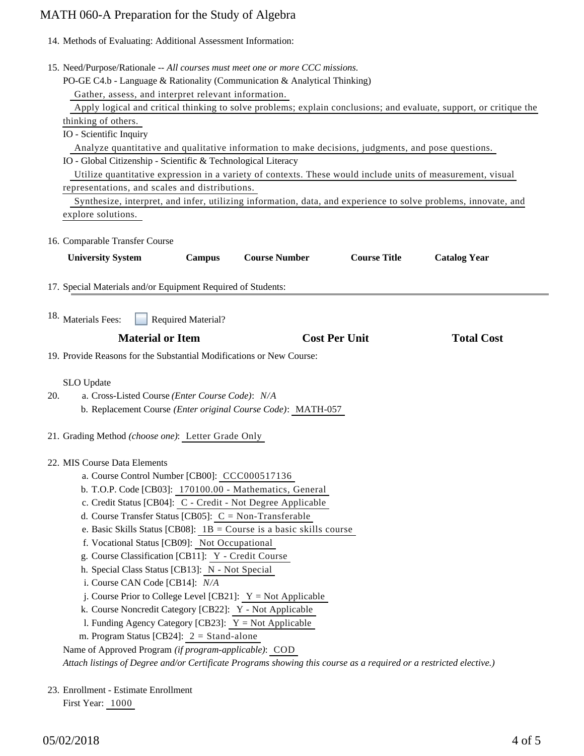14. Methods of Evaluating: Additional Assessment Information:

15. Need/Purpose/Rationale -- *All courses must meet one or more CCC missions.*

    PO-GE C4.b - Language & Rationality (Communication & Analytical Thinking)

    Gather, assess, and interpret relevant information.

    Apply logical and critical thinking to solve problems; explain conclusions; and evaluate, support, or critique the thinking of others.

    IO - Scientific Inquiry

    Analyze quantitative and qualitative information to make decisions, judgments, and pose questions.

    IO - Global Citizenship - Scientific & Technological Literacy

    Utilize quantitative expression in a variety of contexts. These would include units of measurement, visual representations, and scales and distributions.

    Synthesize, interpret, and infer, utilizing information, data, and experience to solve problems, innovate, and explore solutions.

16. Comparable Transfer Course

| University System | Campus | Course Number | Course Title | Catalog Year |
|---|---|---|---|---|

17. Special Materials and/or Equipment Required of Students:

18. Materials Fees: ☐ Required Material?

| Material or Item | Cost Per Unit | Total Cost |
|---|---|---|

19. Provide Reasons for the Substantial Modifications or New Course:

    SLO Update

20. a. Cross-Listed Course *(Enter Course Code)*: *N/A*

    b. Replacement Course *(Enter original Course Code)*: MATH-057

21. Grading Method *(choose one)*: Letter Grade Only

22. MIS Course Data Elements

    a. Course Control Number [CB00]: CCC000517136

    b. T.O.P. Code [CB03]: 170100.00 - Mathematics, General

    c. Credit Status [CB04]: C - Credit - Not Degree Applicable

    d. Course Transfer Status [CB05]: C = Non-Transferable

    e. Basic Skills Status [CB08]: 1B = Course is a basic skills course

    f. Vocational Status [CB09]: Not Occupational

    g. Course Classification [CB11]: Y - Credit Course

    h. Special Class Status [CB13]: N - Not Special

    i. Course CAN Code [CB14]: *N/A*

    j. Course Prior to College Level [CB21]: Y = Not Applicable

    k. Course Noncredit Category [CB22]: Y - Not Applicable

    l. Funding Agency Category [CB23]: Y = Not Applicable

    m. Program Status [CB24]: 2 = Stand-alone

    Name of Approved Program *(if program-applicable)*: COD

    *Attach listings of Degree and/or Certificate Programs showing this course as a required or a restricted elective.)*

23. Enrollment - Estimate Enrollment

    First Year: 1000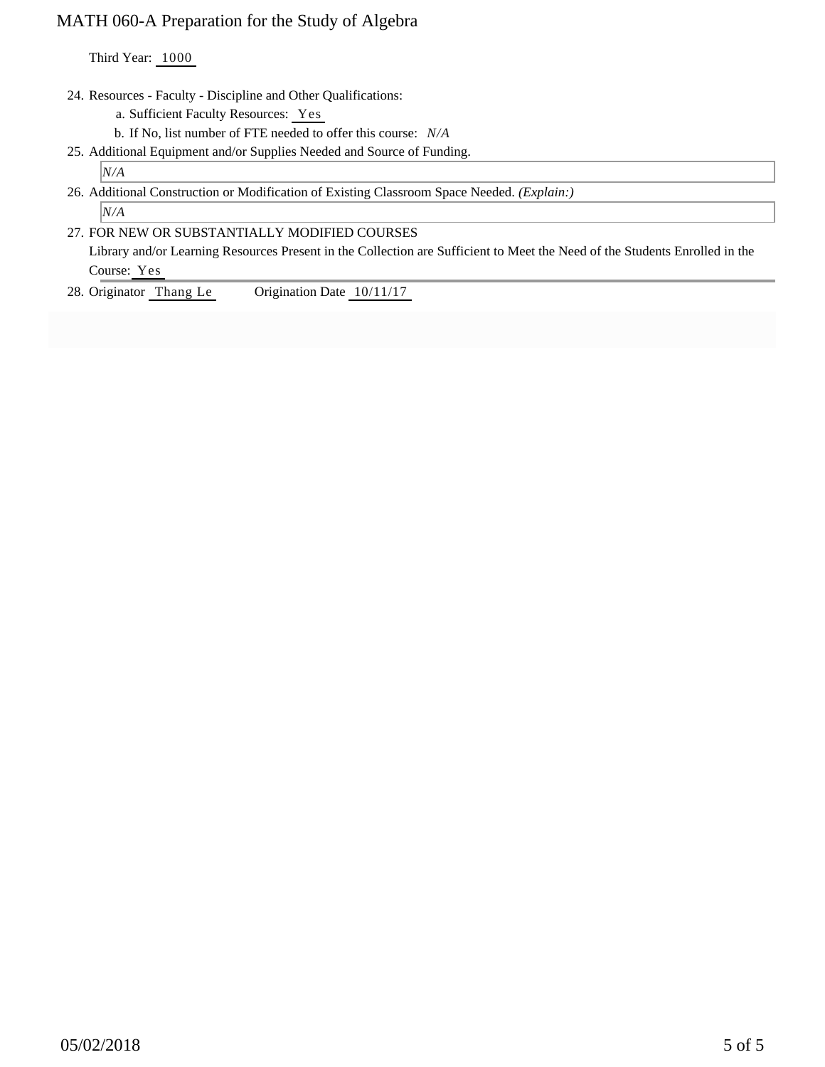Third Year: 1000

24. Resources - Faculty - Discipline and Other Qualifications:
    a. Sufficient Faculty Resources: Yes
    b. If No, list number of FTE needed to offer this course: *N/A*
25. Additional Equipment and/or Supplies Needed and Source of Funding.

    *N/A*
26. Additional Construction or Modification of Existing Classroom Space Needed. *(Explain:)*

    *N/A*
27. FOR NEW OR SUBSTANTIALLY MODIFIED COURSES

    Library and/or Learning Resources Present in the Collection are Sufficient to Meet the Need of the Students Enrolled in the Course: Yes
28. Originator Thang Le Origination Date 10/11/17